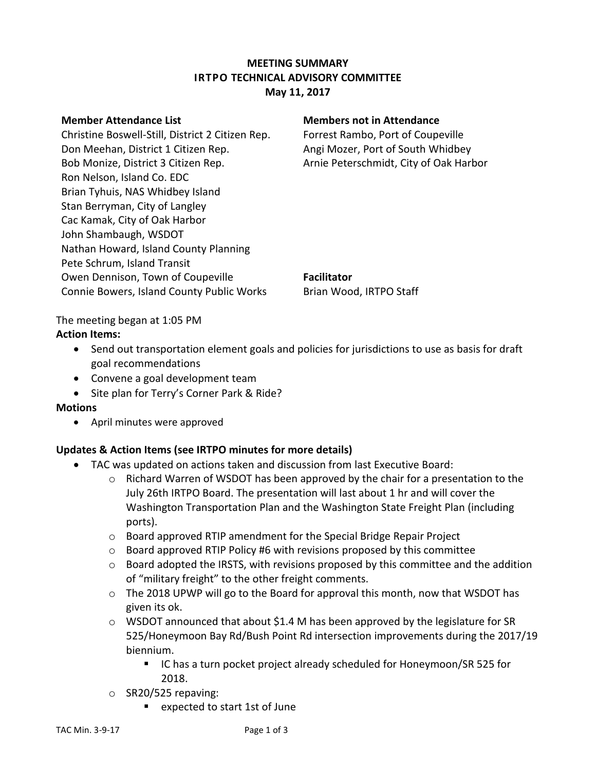# MEETING SUMMARY
# IRTPO TECHNICAL ADVISORY COMMITTEE
## May 11, 2017

**Member Attendance List**

Christine Boswell-Still, District 2 Citizen Rep.
Don Meehan, District 1 Citizen Rep.
Bob Monize, District 3 Citizen Rep.
Ron Nelson, Island Co. EDC
Brian Tyhuis, NAS Whidbey Island
Stan Berryman, City of Langley
Cac Kamak, City of Oak Harbor
John Shambaugh, WSDOT
Nathan Howard, Island County Planning
Pete Schrum, Island Transit
Owen Dennison, Town of Coupeville
Connie Bowers, Island County Public Works

**Members not in Attendance**

Forrest Rambo, Port of Coupeville
Angi Mozer, Port of South Whidbey
Arnie Peterschmidt, City of Oak Harbor

**Facilitator**

Brian Wood, IRTPO Staff

The meeting began at 1:05 PM

**Action Items:**

- Send out transportation element goals and policies for jurisdictions to use as basis for draft goal recommendations
- Convene a goal development team
- Site plan for Terry's Corner Park & Ride?

**Motions**

- April minutes were approved

**Updates & Action Items (see IRTPO minutes for more details)**

- TAC was updated on actions taken and discussion from last Executive Board:
  - Richard Warren of WSDOT has been approved by the chair for a presentation to the July 26th IRTPO Board. The presentation will last about 1 hr and will cover the Washington Transportation Plan and the Washington State Freight Plan (including ports).
  - Board approved RTIP amendment for the Special Bridge Repair Project
  - Board approved RTIP Policy #6 with revisions proposed by this committee
  - Board adopted the IRSTS, with revisions proposed by this committee and the addition of "military freight" to the other freight comments.
  - The 2018 UPWP will go to the Board for approval this month, now that WSDOT has given its ok.
  - WSDOT announced that about $1.4 M has been approved by the legislature for SR 525/Honeymoon Bay Rd/Bush Point Rd intersection improvements during the 2017/19 biennium.
    - IC has a turn pocket project already scheduled for Honeymoon/SR 525 for 2018.
  - SR20/525 repaving:
    - expected to start 1st of June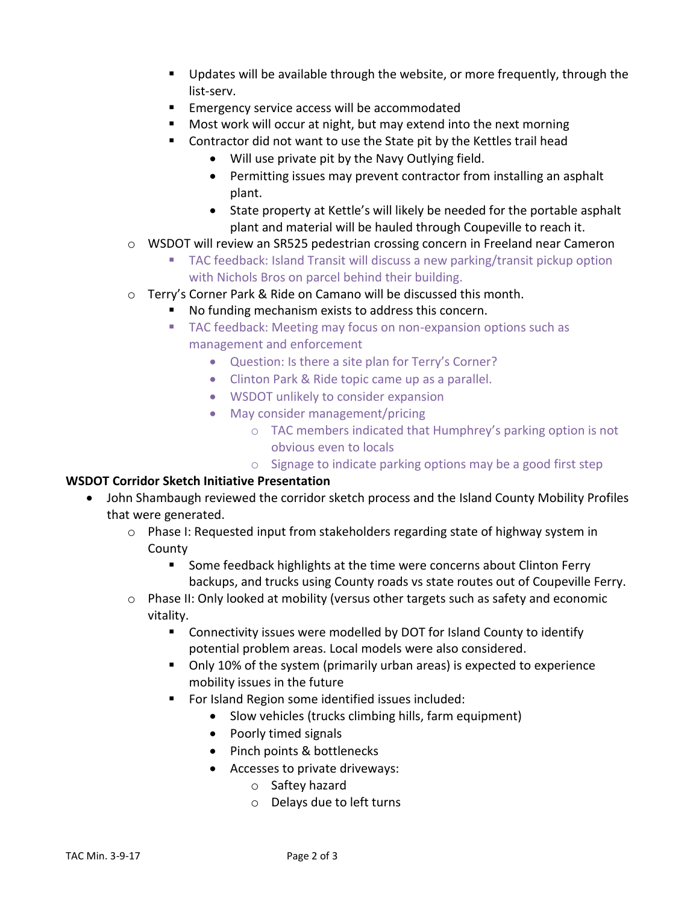- Updates will be available through the website, or more frequently, through the list-serv.
      - Emergency service access will be accommodated
      - Most work will occur at night, but may extend into the next morning
      - Contractor did not want to use the State pit by the Kettles trail head
        - Will use private pit by the Navy Outlying field.
        - Permitting issues may prevent contractor from installing an asphalt plant.
        - State property at Kettle's will likely be needed for the portable asphalt plant and material will be hauled through Coupeville to reach it.
    - WSDOT will review an SR525 pedestrian crossing concern in Freeland near Cameron
      - TAC feedback: Island Transit will discuss a new parking/transit pickup option with Nichols Bros on parcel behind their building.
    - Terry's Corner Park & Ride on Camano will be discussed this month.
      - No funding mechanism exists to address this concern.
      - TAC feedback: Meeting may focus on non-expansion options such as management and enforcement
        - Question: Is there a site plan for Terry's Corner?
        - Clinton Park & Ride topic came up as a parallel.
        - WSDOT unlikely to consider expansion
        - May consider management/pricing
          - TAC members indicated that Humphrey's parking option is not obvious even to locals
          - Signage to indicate parking options may be a good first step

**WSDOT Corridor Sketch Initiative Presentation**

- John Shambaugh reviewed the corridor sketch process and the Island County Mobility Profiles that were generated.
  - Phase I: Requested input from stakeholders regarding state of highway system in County
    - Some feedback highlights at the time were concerns about Clinton Ferry backups, and trucks using County roads vs state routes out of Coupeville Ferry.
  - Phase II: Only looked at mobility (versus other targets such as safety and economic vitality.
    - Connectivity issues were modelled by DOT for Island County to identify potential problem areas. Local models were also considered.
    - Only 10% of the system (primarily urban areas) is expected to experience mobility issues in the future
    - For Island Region some identified issues included:
      - Slow vehicles (trucks climbing hills, farm equipment)
      - Poorly timed signals
      - Pinch points & bottlenecks
      - Accesses to private driveways:
        - Saftey hazard
        - Delays due to left turns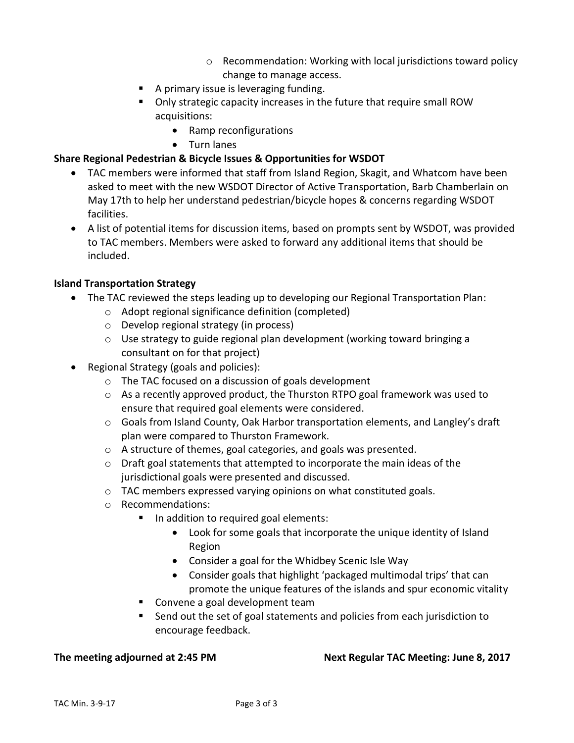- Recommendation: Working with local jurisdictions toward policy change to manage access.
  - A primary issue is leveraging funding.
  - Only strategic capacity increases in the future that require small ROW acquisitions:
    - Ramp reconfigurations
    - Turn lanes

**Share Regional Pedestrian & Bicycle Issues & Opportunities for WSDOT**

- TAC members were informed that staff from Island Region, Skagit, and Whatcom have been asked to meet with the new WSDOT Director of Active Transportation, Barb Chamberlain on May 17th to help her understand pedestrian/bicycle hopes & concerns regarding WSDOT facilities.
- A list of potential items for discussion items, based on prompts sent by WSDOT, was provided to TAC members. Members were asked to forward any additional items that should be included.

**Island Transportation Strategy**

- The TAC reviewed the steps leading up to developing our Regional Transportation Plan:
  - Adopt regional significance definition (completed)
  - Develop regional strategy (in process)
  - Use strategy to guide regional plan development (working toward bringing a consultant on for that project)
- Regional Strategy (goals and policies):
  - The TAC focused on a discussion of goals development
  - As a recently approved product, the Thurston RTPO goal framework was used to ensure that required goal elements were considered.
  - Goals from Island County, Oak Harbor transportation elements, and Langley's draft plan were compared to Thurston Framework.
  - A structure of themes, goal categories, and goals was presented.
  - Draft goal statements that attempted to incorporate the main ideas of the jurisdictional goals were presented and discussed.
  - TAC members expressed varying opinions on what constituted goals.
  - Recommendations:
    - In addition to required goal elements:
      - Look for some goals that incorporate the unique identity of Island Region
      - Consider a goal for the Whidbey Scenic Isle Way
      - Consider goals that highlight 'packaged multimodal trips' that can promote the unique features of the islands and spur economic vitality
    - Convene a goal development team
    - Send out the set of goal statements and policies from each jurisdiction to encourage feedback.

**The meeting adjourned at 2:45 PM** **Next Regular TAC Meeting: June 8, 2017**